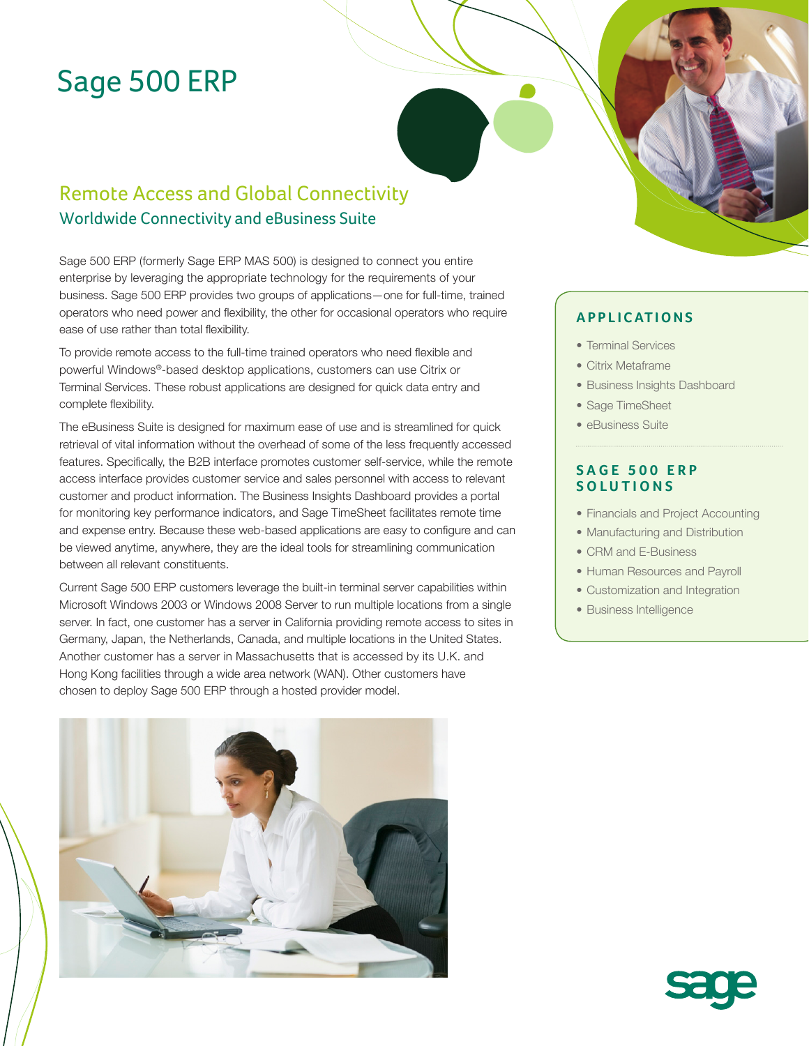# Sage 500 ERP

## Remote Access and Global Connectivity

### Worldwide Connectivity and eBusiness Suite

Sage 500 ERP (formerly Sage ERP MAS 500) is designed to connect you entire enterprise by leveraging the appropriate technology for the requirements of your business. Sage 500 ERP provides two groups of applications—one for full-time, trained operators who need power and flexibility, the other for occasional operators who require ease of use rather than total flexibility.

To provide remote access to the full-time trained operators who need flexible and powerful Windows®-based desktop applications, customers can use Citrix or Terminal Services. These robust applications are designed for quick data entry and complete flexibility.

The eBusiness Suite is designed for maximum ease of use and is streamlined for quick retrieval of vital information without the overhead of some of the less frequently accessed features. Specifically, the B2B interface promotes customer self-service, while the remote access interface provides customer service and sales personnel with access to relevant customer and product information. The Business Insights Dashboard provides a portal for monitoring key performance indicators, and Sage TimeSheet facilitates remote time and expense entry. Because these web-based applications are easy to configure and can be viewed anytime, anywhere, they are the ideal tools for streamlining communication between all relevant constituents.

Current Sage 500 ERP customers leverage the built-in terminal server capabilities within Microsoft Windows 2003 or Windows 2008 Server to run multiple locations from a single server. In fact, one customer has a server in California providing remote access to sites in Germany, Japan, the Netherlands, Canada, and multiple locations in the United States. Another customer has a server in Massachusetts that is accessed by its U.K. and Hong Kong facilities through a wide area network (WAN). Other customers have chosen to deploy Sage 500 ERP through a hosted provider model.

#### APPLICATIONS

- Terminal Services
- Citrix Metaframe
- Business Insights Dashboard
- Sage TimeSheet
- eBusiness Suite

#### SAGE 500 ERP SOLUTIONS

- Financials and Project Accounting
- Manufacturing and Distribution
- CRM and E-Business
- Human Resources and Payroll
- Customization and Integration
- Business Intelligence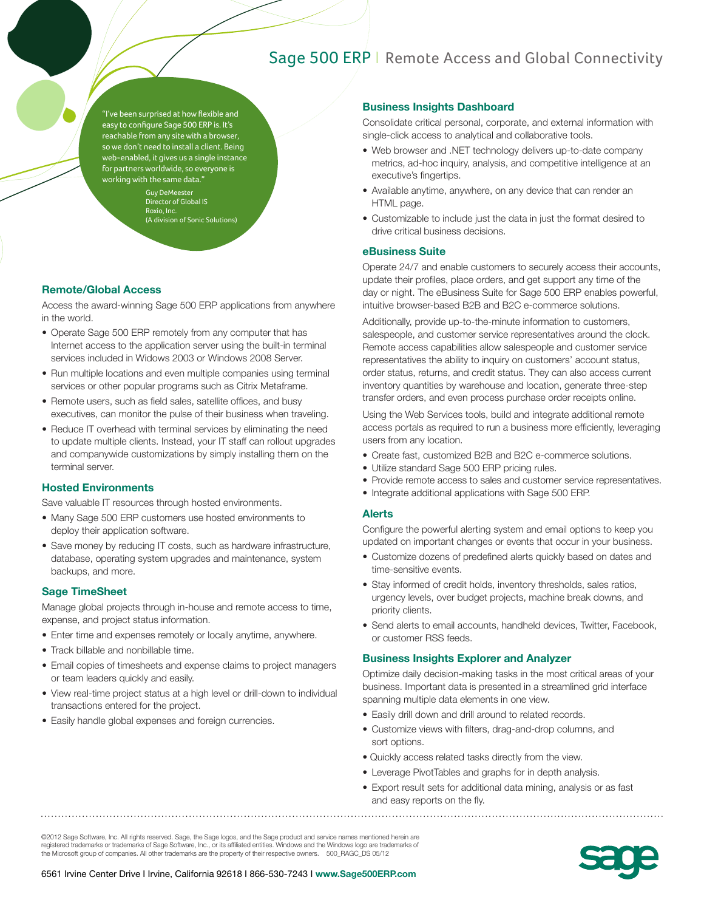# Sage 500 ERP | Remote Access and Global Connectivity

"I've been surprised at how flexible and easy to configure Sage 500 ERP is. It's reachable from any site with a browser, so we don't need to install a client. Being web-enabled, it gives us a single instance for partners worldwide, so everyone is working with the same data."

Guy DeMeester
Director of Global IS
Roxio, Inc.
(A division of Sonic Solutions)

## Remote/Global Access

Access the award-winning Sage 500 ERP applications from anywhere in the world.

- Operate Sage 500 ERP remotely from any computer that has Internet access to the application server using the built-in terminal services included in Widows 2003 or Windows 2008 Server.
- Run multiple locations and even multiple companies using terminal services or other popular programs such as Citrix Metaframe.
- Remote users, such as field sales, satellite offices, and busy executives, can monitor the pulse of their business when traveling.
- Reduce IT overhead with terminal services by eliminating the need to update multiple clients. Instead, your IT staff can rollout upgrades and companywide customizations by simply installing them on the terminal server.

## Hosted Environments

Save valuable IT resources through hosted environments.

- Many Sage 500 ERP customers use hosted environments to deploy their application software.
- Save money by reducing IT costs, such as hardware infrastructure, database, operating system upgrades and maintenance, system backups, and more.

## Sage TimeSheet

Manage global projects through in-house and remote access to time, expense, and project status information.

- Enter time and expenses remotely or locally anytime, anywhere.
- Track billable and nonbillable time.
- Email copies of timesheets and expense claims to project managers or team leaders quickly and easily.
- View real-time project status at a high level or drill-down to individual transactions entered for the project.
- Easily handle global expenses and foreign currencies.

## Business Insights Dashboard

Consolidate critical personal, corporate, and external information with single-click access to analytical and collaborative tools.

- Web browser and .NET technology delivers up-to-date company metrics, ad-hoc inquiry, analysis, and competitive intelligence at an executive's fingertips.
- Available anytime, anywhere, on any device that can render an HTML page.
- Customizable to include just the data in just the format desired to drive critical business decisions.

## eBusiness Suite

Operate 24/7 and enable customers to securely access their accounts, update their profiles, place orders, and get support any time of the day or night. The eBusiness Suite for Sage 500 ERP enables powerful, intuitive browser-based B2B and B2C e-commerce solutions.

Additionally, provide up-to-the-minute information to customers, salespeople, and customer service representatives around the clock. Remote access capabilities allow salespeople and customer service representatives the ability to inquiry on customers' account status, order status, returns, and credit status. They can also access current inventory quantities by warehouse and location, generate three-step transfer orders, and even process purchase order receipts online.

Using the Web Services tools, build and integrate additional remote access portals as required to run a business more efficiently, leveraging users from any location.

- Create fast, customized B2B and B2C e-commerce solutions.
- Utilize standard Sage 500 ERP pricing rules.
- Provide remote access to sales and customer service representatives.
- Integrate additional applications with Sage 500 ERP.

## Alerts

Configure the powerful alerting system and email options to keep you updated on important changes or events that occur in your business.

- Customize dozens of predefined alerts quickly based on dates and time-sensitive events.
- Stay informed of credit holds, inventory thresholds, sales ratios, urgency levels, over budget projects, machine break downs, and priority clients.
- Send alerts to email accounts, handheld devices, Twitter, Facebook, or customer RSS feeds.

## Business Insights Explorer and Analyzer

Optimize daily decision-making tasks in the most critical areas of your business. Important data is presented in a streamlined grid interface spanning multiple data elements in one view.

- Easily drill down and drill around to related records.
- Customize views with filters, drag-and-drop columns, and sort options.
- Quickly access related tasks directly from the view.
- Leverage PivotTables and graphs for in depth analysis.
- Export result sets for additional data mining, analysis or as fast and easy reports on the fly.

©2012 Sage Software, Inc. All rights reserved. Sage, the Sage logos, and the Sage product and service names mentioned herein are registered trademarks or trademarks of Sage Software, Inc., or its affiliated entities. Windows and the Windows logo are trademarks of the Microsoft group of companies. All other trademarks are the property of their respective owners. 500_RAGC_DS 05/12

sage

6561 Irvine Center Drive I Irvine, California 92618 I 866-530-7243 I **www.Sage500ERP.com**